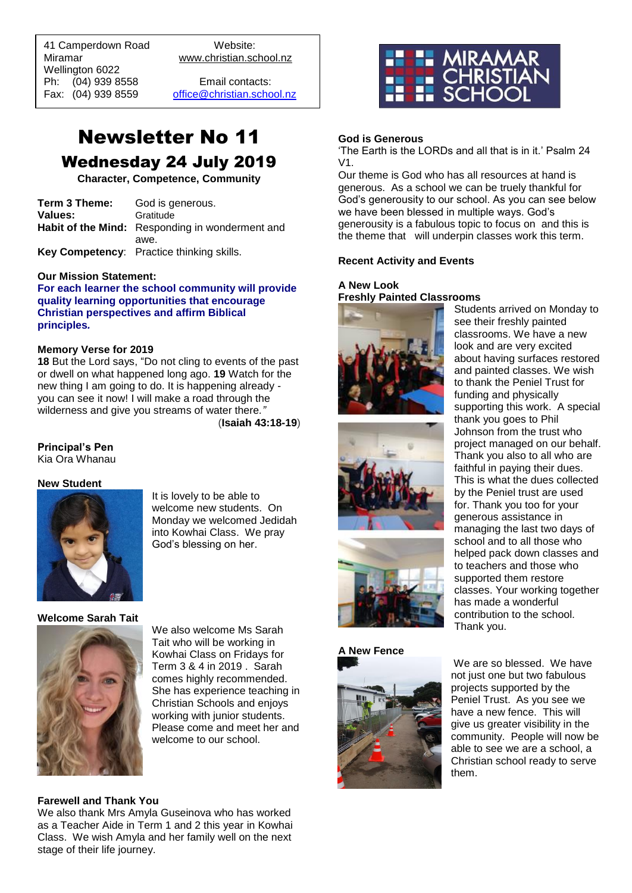41 Camperdown Road
Miramar
Wellington 6022
Ph: (04) 939 8558
Fax: (04) 939 8559

Website:
www.christian.school.nz

Email contacts:
office@christian.school.nz

MIRAMAR CHRISTIAN SCHOOL

# Newsletter No 11

## Wednesday 24 July 2019

**Character, Competence, Community**

**Term 3 Theme:** God is generous.
**Values:** Gratitude
**Habit of the Mind:** Responding in wonderment and awe.
**Key Competency**: Practice thinking skills.

**Our Mission Statement:**
**For each learner the school community will provide quality learning opportunities that encourage Christian perspectives and affirm Biblical principles.**

**Memory Verse for 2019**
**18** But the Lord says, "Do not cling to events of the past or dwell on what happened long ago. **19** Watch for the new thing I am going to do. It is happening already - you can see it now! I will make a road through the wilderness and give you streams of water there.*"*
(**Isaiah 43:18-19**)

**Principal's Pen**
Kia Ora Whanau

**New Student**

It is lovely to be able to welcome new students. On Monday we welcomed Jedidah into Kowhai Class. We pray God's blessing on her.

**Welcome Sarah Tait**

We also welcome Ms Sarah Tait who will be working in Kowhai Class on Fridays for Term 3 & 4 in 2019 . Sarah comes highly recommended. She has experience teaching in Christian Schools and enjoys working with junior students. Please come and meet her and welcome to our school.

**Farewell and Thank You**
We also thank Mrs Amyla Guseinova who has worked as a Teacher Aide in Term 1 and 2 this year in Kowhai Class. We wish Amyla and her family well on the next stage of their life journey.

**God is Generous**
'The Earth is the LORDs and all that is in it.' Psalm 24 V1.
Our theme is God who has all resources at hand is generous. As a school we can be truely thankful for God's generousity to our school. As you can see below we have been blessed in multiple ways. God's generousity is a fabulous topic to focus on and this is the theme that will underpin classes work this term.

**Recent Activity and Events**

**A New Look**
**Freshly Painted Classrooms**
Students arrived on Monday to see their freshly painted classrooms. We have a new look and are very excited about having surfaces restored and painted classes. We wish to thank the Peniel Trust for funding and physically supporting this work. A special thank you goes to Phil Johnson from the trust who project managed on our behalf. Thank you also to all who are faithful in paying their dues. This is what the dues collected by the Peniel trust are used for. Thank you too for your generous assistance in managing the last two days of school and to all those who helped pack down classes and to teachers and those who supported them restore classes. Your working together has made a wonderful contribution to the school. Thank you.

**A New Fence**
We are so blessed. We have not just one but two fabulous projects supported by the Peniel Trust. As you see we have a new fence. This will give us greater visibility in the community. People will now be able to see we are a school, a Christian school ready to serve them.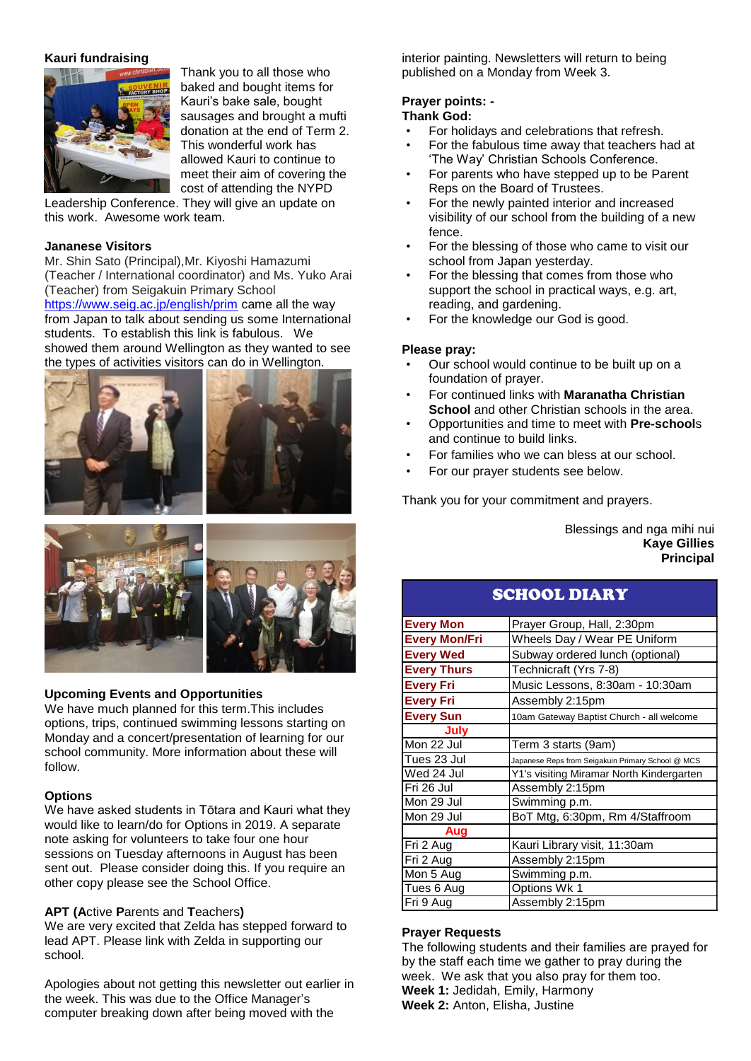### Kauri fundraising

Thank you to all those who baked and bought items for Kauri's bake sale, bought sausages and brought a mufti donation at the end of Term 2. This wonderful work has allowed Kauri to continue to meet their aim of covering the cost of attending the NYPD Leadership Conference. They will give an update on this work. Awesome work team.

### Jananese Visitors

Mr. Shin Sato (Principal),Mr. Kiyoshi Hamazumi (Teacher / International coordinator) and Ms. Yuko Arai (Teacher) from Seigakuin Primary School https://www.seig.ac.jp/english/prim came all the way from Japan to talk about sending us some International students. To establish this link is fabulous. We showed them around Wellington as they wanted to see the types of activities visitors can do in Wellington.

### Upcoming Events and Opportunities

We have much planned for this term.This includes options, trips, continued swimming lessons starting on Monday and a concert/presentation of learning for our school community. More information about these will follow.

### Options

We have asked students in Tōtara and Kauri what they would like to learn/do for Options in 2019. A separate note asking for volunteers to take four one hour sessions on Tuesday afternoons in August has been sent out. Please consider doing this. If you require an other copy please see the School Office.

### APT (**A**ctive **P**arents and **T**eachers)

We are very excited that Zelda has stepped forward to lead APT. Please link with Zelda in supporting our school.

Apologies about not getting this newsletter out earlier in the week. This was due to the Office Manager's computer breaking down after being moved with the interior painting. Newsletters will return to being published on a Monday from Week 3.

### Prayer points: -

**Thank God:**

- For holidays and celebrations that refresh.
- For the fabulous time away that teachers had at 'The Way' Christian Schools Conference.
- For parents who have stepped up to be Parent Reps on the Board of Trustees.
- For the newly painted interior and increased visibility of our school from the building of a new fence.
- For the blessing of those who came to visit our school from Japan yesterday.
- For the blessing that comes from those who support the school in practical ways, e.g. art, reading, and gardening.
- For the knowledge our God is good.

**Please pray:**

- Our school would continue to be built up on a foundation of prayer.
- For continued links with **Maranatha Christian School** and other Christian schools in the area.
- Opportunities and time to meet with **Pre-school**s and continue to build links.
- For families who we can bless at our school.
- For our prayer students see below.

Thank you for your commitment and prayers.

Blessings and nga mihi nui
**Kaye Gillies**
**Principal**

## SCHOOL DIARY

| | |
|---|---|
| **Every Mon** | Prayer Group, Hall, 2:30pm |
| **Every Mon/Fri** | Wheels Day / Wear PE Uniform |
| **Every Wed** | Subway ordered lunch (optional) |
| **Every Thurs** | Technicraft (Yrs 7-8) |
| **Every Fri** | Music Lessons, 8:30am - 10:30am |
| **Every Fri** | Assembly 2:15pm |
| **Every Sun** | 10am Gateway Baptist Church - all welcome |
| **July** | |
| Mon 22 Jul | Term 3 starts (9am) |
| Tues 23 Jul | Japanese Reps from Seigakuin Primary School @ MCS |
| Wed 24 Jul | Y1's visiting Miramar North Kindergarten |
| Fri 26 Jul | Assembly 2:15pm |
| Mon 29 Jul | Swimming p.m. |
| Mon 29 Jul | BoT Mtg, 6:30pm, Rm 4/Staffroom |
| **Aug** | |
| Fri 2 Aug | Kauri Library visit, 11:30am |
| Fri 2 Aug | Assembly 2:15pm |
| Mon 5 Aug | Swimming p.m. |
| Tues 6 Aug | Options Wk 1 |
| Fri 9 Aug | Assembly 2:15pm |

### Prayer Requests

The following students and their families are prayed for by the staff each time we gather to pray during the week. We ask that you also pray for them too.

**Week 1:** Jedidah, Emily, Harmony
**Week 2:** Anton, Elisha, Justine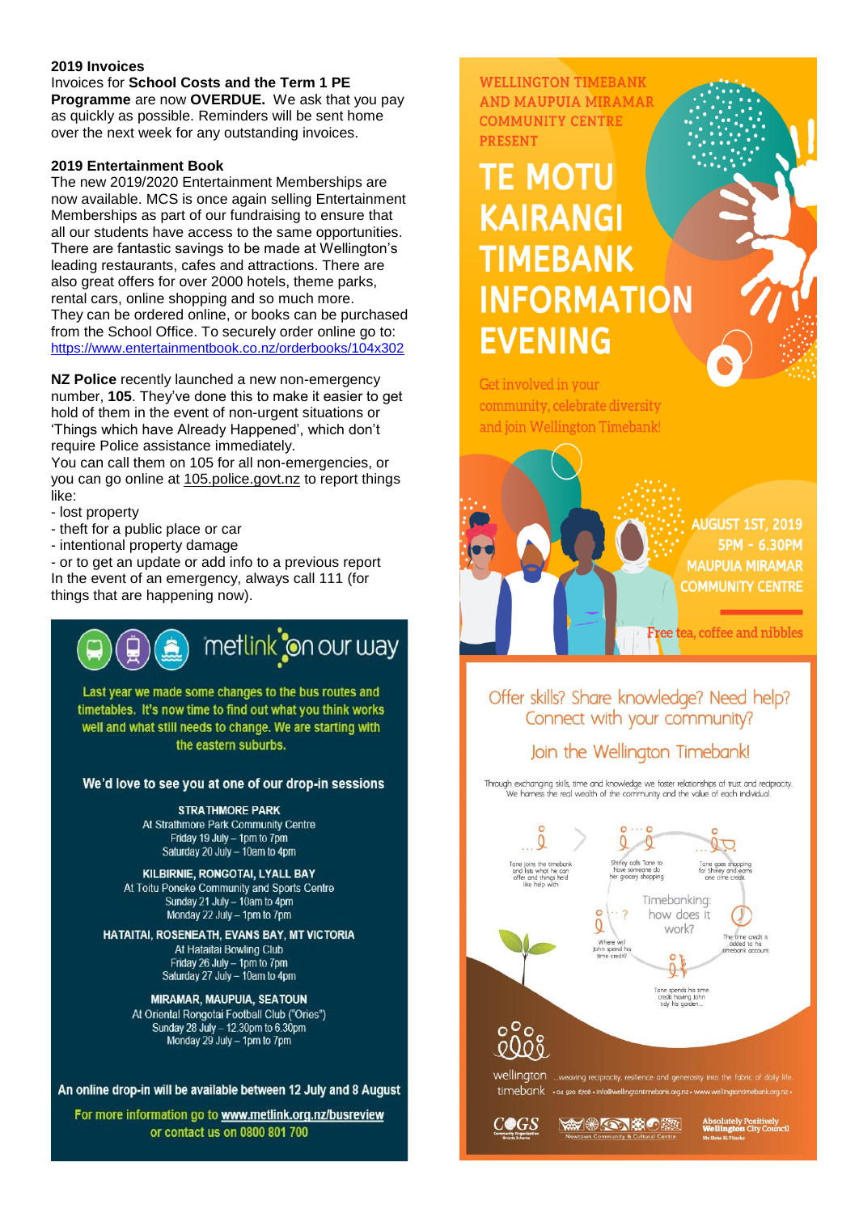**2019 Invoices**

Invoices for **School Costs and the Term 1 PE Programme** are now **OVERDUE.** We ask that you pay as quickly as possible. Reminders will be sent home over the next week for any outstanding invoices.

**2019 Entertainment Book**

The new 2019/2020 Entertainment Memberships are now available. MCS is once again selling Entertainment Memberships as part of our fundraising to ensure that all our students have access to the same opportunities. There are fantastic savings to be made at Wellington's leading restaurants, cafes and attractions. There are also great offers for over 2000 hotels, theme parks, rental cars, online shopping and so much more.
They can be ordered online, or books can be purchased from the School Office. To securely order online go to: https://www.entertainmentbook.co.nz/orderbooks/104x302

**NZ Police** recently launched a new non-emergency number, **105**. They've done this to make it easier to get hold of them in the event of non-urgent situations or 'Things which have Already Happened', which don't require Police assistance immediately.
You can call them on 105 for all non-emergencies, or you can go online at 105.police.govt.nz to report things like:

- lost property
- theft for a public place or car
- intentional property damage
- or to get an update or add info to a previous report

In the event of an emergency, always call 111 (for things that are happening now).

## metlink on our way

**Last year we made some changes to the bus routes and timetables. It's now time to find out what you think works well and what still needs to change. We are starting with the eastern suburbs.**

**We'd love to see you at one of our drop-in sessions**

**STRATHMORE PARK**
At Strathmore Park Community Centre
Friday 19 July – 1pm to 7pm
Saturday 20 July – 10am to 4pm

**KILBIRNIE, RONGOTAI, LYALL BAY**
At Toitu Poneke Community and Sports Centre
Sunday 21 July – 10am to 4pm
Monday 22 July – 1pm to 7pm

**HATAITAI, ROSENEATH, EVANS BAY, MT VICTORIA**
At Hataitai Bowling Club
Friday 26 July – 1pm to 7pm
Saturday 27 July – 10am to 4pm

**MIRAMAR, MAUPUIA, SEATOUN**
At Oriental Rongotai Football Club ("Ories")
Sunday 28 July – 12.30pm to 6.30pm
Monday 29 July – 1pm to 7pm

**An online drop-in will be available between 12 July and 8 August**

For more information go to www.metlink.org.nz/busreview or contact us on 0800 801 700

WELLINGTON TIMEBANK AND MAUPUIA MIRAMAR COMMUNITY CENTRE PRESENT

# TE MOTU KAIRANGI TIMEBANK INFORMATION EVENING

Get involved in your community, celebrate diversity and join Wellington Timebank!

**AUGUST 1ST, 2019**
**5PM - 6.30PM**
**MAUPUIA MIRAMAR COMMUNITY CENTRE**

Free tea, coffee and nibbles

Offer skills? Share knowledge? Need help?
Connect with your community?

Join the Wellington Timebank!

Through exchanging skills, time and knowledge we foster relationships of trust and reciprocity. We harness the real wealth of the community and the value of each individual.

Timebanking: how does it work?

Tane joins the timebank and lists what he can offer and things he'd like help with
Shirley calls Tane to have someone do her grocery shopping
Tane goes shopping for Shirley and earns one time credit.
The time credit is added to his timebank account
Tane spends his time credit having John tidy his garden...
Where will John spend his time credit?

wellington timebank ...weaving reciprocity, resilience and generosity into the fabric of daily life.
• 04 920 6708 • info@wellingtontimebank.org.nz • www.wellingtontimebank.org.nz •

COGS
Newtown Community & Cultural Centre
Absolutely Positively Wellington City Council